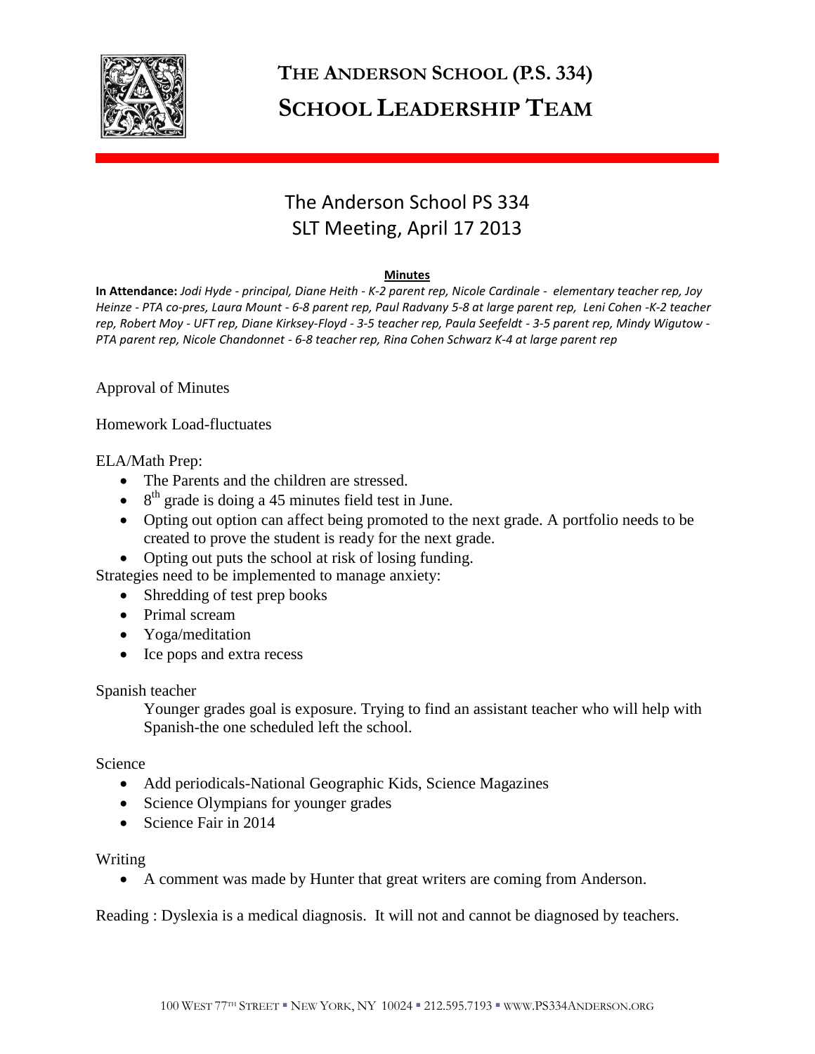# THE ANDERSON SCHOOL (P.S. 334)
# SCHOOL LEADERSHIP TEAM

## The Anderson School PS 334
## SLT Meeting, April 17 2013

**Minutes**

**In Attendance:** *Jodi Hyde - principal, Diane Heith - K-2 parent rep, Nicole Cardinale - elementary teacher rep, Joy Heinze - PTA co-pres, Laura Mount - 6-8 parent rep, Paul Radvany 5-8 at large parent rep, Leni Cohen -K-2 teacher rep, Robert Moy - UFT rep, Diane Kirksey-Floyd - 3-5 teacher rep, Paula Seefeldt - 3-5 parent rep, Mindy Wigutow - PTA parent rep, Nicole Chandonnet - 6-8 teacher rep, Rina Cohen Schwarz K-4 at large parent rep*

Approval of Minutes

Homework Load-fluctuates

ELA/Math Prep:

- The Parents and the children are stressed.
- 8th grade is doing a 45 minutes field test in June.
- Opting out option can affect being promoted to the next grade. A portfolio needs to be created to prove the student is ready for the next grade.
- Opting out puts the school at risk of losing funding.

Strategies need to be implemented to manage anxiety:

- Shredding of test prep books
- Primal scream
- Yoga/meditation
- Ice pops and extra recess

Spanish teacher

Younger grades goal is exposure. Trying to find an assistant teacher who will help with Spanish-the one scheduled left the school.

Science

- Add periodicals-National Geographic Kids, Science Magazines
- Science Olympians for younger grades
- Science Fair in 2014

Writing

- A comment was made by Hunter that great writers are coming from Anderson.

Reading : Dyslexia is a medical diagnosis. It will not and cannot be diagnosed by teachers.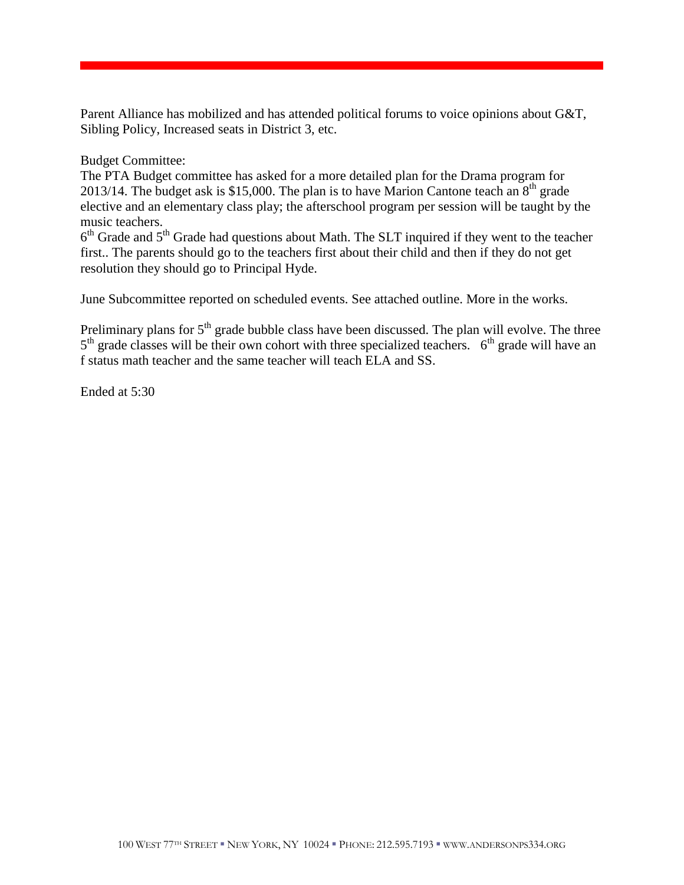Parent Alliance has mobilized and has attended political forums to voice opinions about G&T, Sibling Policy, Increased seats in District 3, etc.

Budget Committee:
The PTA Budget committee has asked for a more detailed plan for the Drama program for 2013/14. The budget ask is $15,000. The plan is to have Marion Cantone teach an 8th grade elective and an elementary class play; the afterschool program per session will be taught by the music teachers.
6th Grade and 5th Grade had questions about Math. The SLT inquired if they went to the teacher first.. The parents should go to the teachers first about their child and then if they do not get resolution they should go to Principal Hyde.

June Subcommittee reported on scheduled events. See attached outline. More in the works.

Preliminary plans for 5th grade bubble class have been discussed. The plan will evolve. The three 5th grade classes will be their own cohort with three specialized teachers. 6th grade will have an f status math teacher and the same teacher will teach ELA and SS.

Ended at 5:30